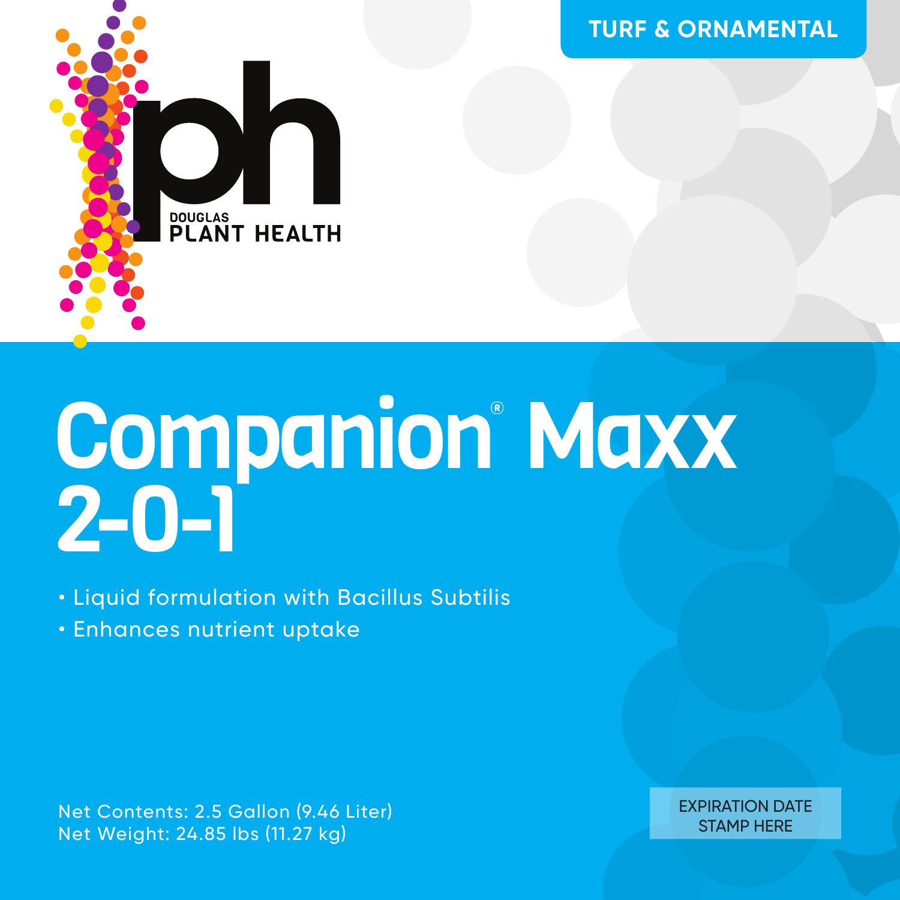TURF & ORNAMENTAL

DOUGLAS PLANT HEALTH

# Companion® Maxx 2-0-1

- Liquid formulation with Bacillus Subtilis
- Enhances nutrient uptake

Net Contents: 2.5 Gallon (9.46 Liter)
Net Weight: 24.85 lbs (11.27 kg)

EXPIRATION DATE STAMP HERE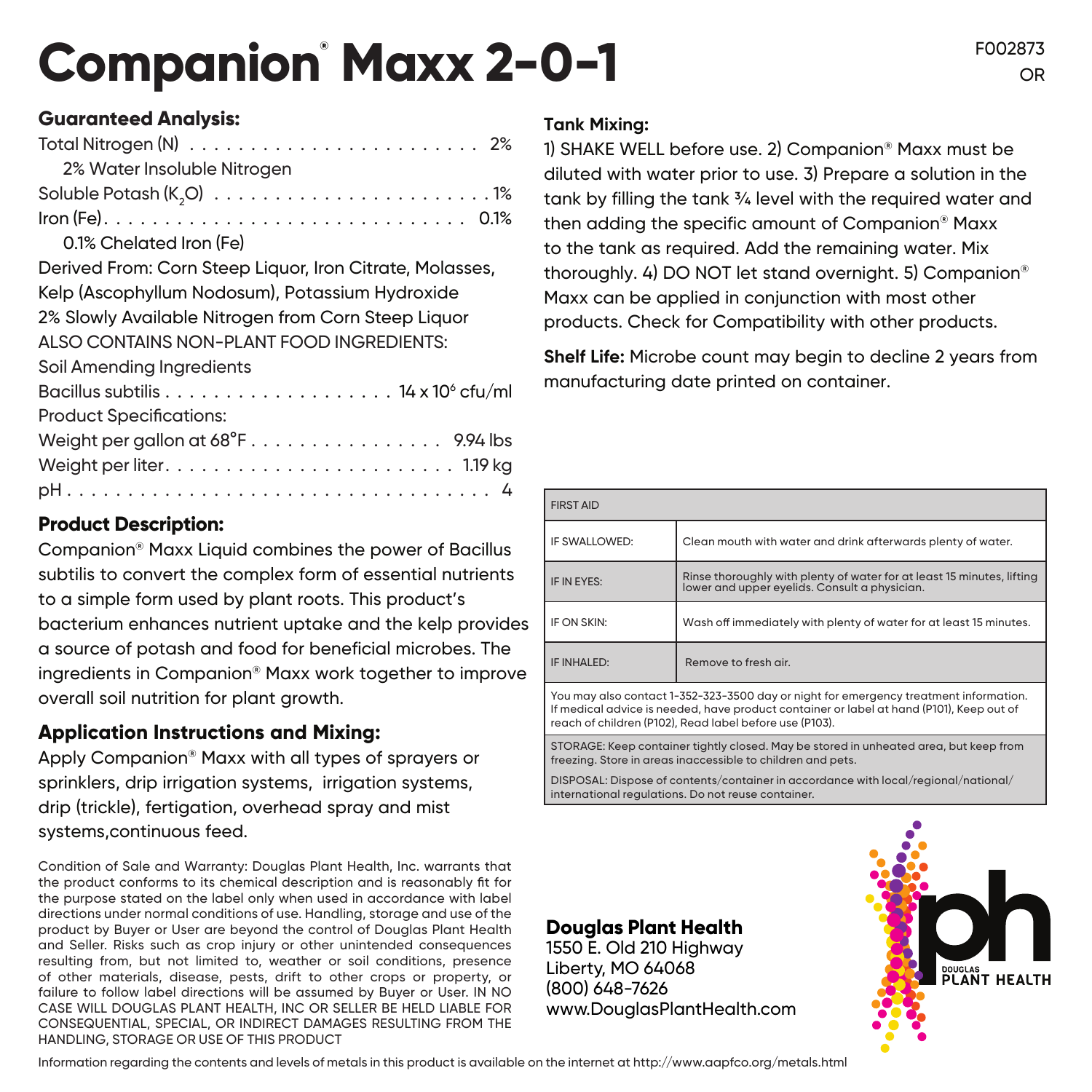# Companion® Maxx 2-0-1

F002873
OR

## Guaranteed Analysis:

Total Nitrogen (N) . . . . . . . . . . . . . . . . . . . . . . . . 2%
  2% Water Insoluble Nitrogen
Soluble Potash ($K_2O$) . . . . . . . . . . . . . . . . . . . . . . . 1%
Iron (Fe). . . . . . . . . . . . . . . . . . . . . . . . . . . . . . . 0.1%
  0.1% Chelated Iron (Fe)

Derived From: Corn Steep Liquor, Iron Citrate, Molasses, Kelp (Ascophyllum Nodosum), Potassium Hydroxide
2% Slowly Available Nitrogen from Corn Steep Liquor
ALSO CONTAINS NON-PLANT FOOD INGREDIENTS:
Soil Amending Ingredients
Bacillus subtilis . . . . . . . . . . . . . . . . . . . $14 \times 10^6$ cfu/ml
Product Specifications:
Weight per gallon at 68°F . . . . . . . . . . . . . . . . 9.94 lbs
Weight per liter. . . . . . . . . . . . . . . . . . . . . . . . 1.19 kg
pH . . . . . . . . . . . . . . . . . . . . . . . . . . . . . . . . . . 4

## Product Description:

Companion® Maxx Liquid combines the power of Bacillus subtilis to convert the complex form of essential nutrients to a simple form used by plant roots. This product's bacterium enhances nutrient uptake and the kelp provides a source of potash and food for beneficial microbes. The ingredients in Companion® Maxx work together to improve overall soil nutrition for plant growth.

## Application Instructions and Mixing:

Apply Companion® Maxx with all types of sprayers or sprinklers, drip irrigation systems, irrigation systems, drip (trickle), fertigation, overhead spray and mist systems,continuous feed.

Condition of Sale and Warranty: Douglas Plant Health, Inc. warrants that the product conforms to its chemical description and is reasonably fit for the purpose stated on the label only when used in accordance with label directions under normal conditions of use. Handling, storage and use of the product by Buyer or User are beyond the control of Douglas Plant Health and Seller. Risks such as crop injury or other unintended consequences resulting from, but not limited to, weather or soil conditions, presence of other materials, disease, pests, drift to other crops or property, or failure to follow label directions will be assumed by Buyer or User. IN NO CASE WILL DOUGLAS PLANT HEALTH, INC OR SELLER BE HELD LIABLE FOR CONSEQUENTIAL, SPECIAL, OR INDIRECT DAMAGES RESULTING FROM THE HANDLING, STORAGE OR USE OF THIS PRODUCT

### Tank Mixing:

1) SHAKE WELL before use. 2) Companion® Maxx must be diluted with water prior to use. 3) Prepare a solution in the tank by filling the tank ¾ level with the required water and then adding the specific amount of Companion® Maxx to the tank as required. Add the remaining water. Mix thoroughly. 4) DO NOT let stand overnight. 5) Companion® Maxx can be applied in conjunction with most other products. Check for Compatibility with other products.

**Shelf Life:** Microbe count may begin to decline 2 years from manufacturing date printed on container.

| FIRST AID | |
|---|---|
| IF SWALLOWED: | Clean mouth with water and drink afterwards plenty of water. |
| IF IN EYES: | Rinse thoroughly with plenty of water for at least 15 minutes, lifting lower and upper eyelids. Consult a physician. |
| IF ON SKIN: | Wash off immediately with plenty of water for at least 15 minutes. |
| IF INHALED: | Remove to fresh air. |

You may also contact 1-352-323-3500 day or night for emergency treatment information. If medical advice is needed, have product container or label at hand (P101), Keep out of reach of children (P102), Read label before use (P103).

STORAGE: Keep container tightly closed. May be stored in unheated area, but keep from freezing. Store in areas inaccessible to children and pets.

DISPOSAL: Dispose of contents/container in accordance with local/regional/national/international regulations. Do not reuse container.

**Douglas Plant Health**
1550 E. Old 210 Highway
Liberty, MO 64068
(800) 648-7626
www.DouglasPlantHealth.com

DOUGLAS PLANT HEALTH

Information regarding the contents and levels of metals in this product is available on the internet at http://www.aapfco.org/metals.html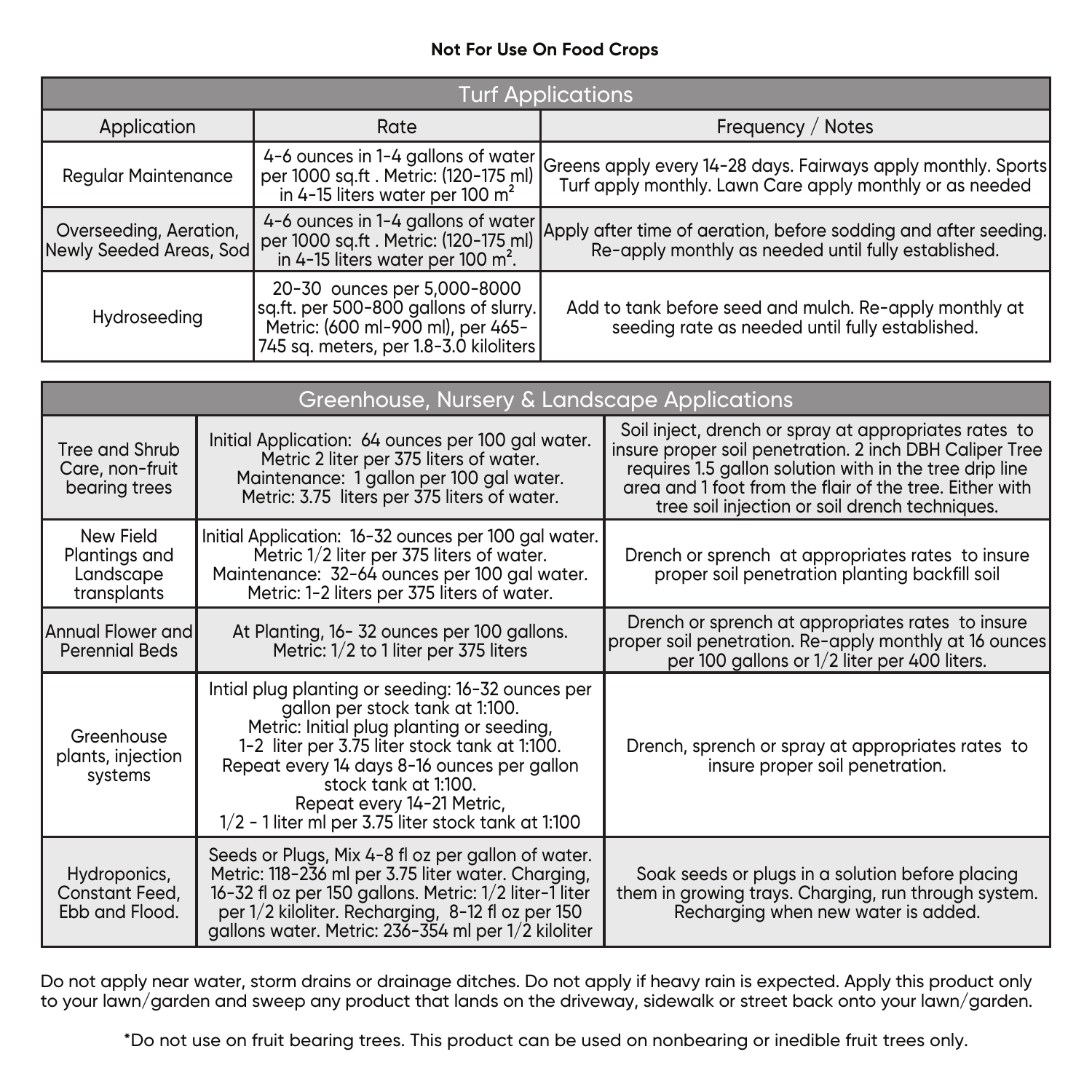**Not For Use On Food Crops**

| Turf Applications | | |
|---|---|---|
| Application | Rate | Frequency / Notes |
| Regular Maintenance | 4-6 ounces in 1-4 gallons of water per 1000 sq.ft . Metric: (120-175 ml) in 4-15 liters water per 100 $m^2$ | Greens apply every 14-28 days. Fairways apply monthly. Sports Turf apply monthly. Lawn Care apply monthly or as needed |
| Overseeding, Aeration, Newly Seeded Areas, Sod | 4-6 ounces in 1-4 gallons of water per 1000 sq.ft . Metric: (120-175 ml) in 4-15 liters water per 100 $m^2$. | Apply after time of aeration, before sodding and after seeding. Re-apply monthly as needed until fully established. |
| Hydroseeding | 20-30 ounces per 5,000-8000 sq.ft. per 500-800 gallons of slurry. Metric: (600 ml-900 ml), per 465-745 sq. meters, per 1.8-3.0 kiloliters | Add to tank before seed and mulch. Re-apply monthly at seeding rate as needed until fully established. |

| Greenhouse, Nursery & Landscape Applications | | |
|---|---|---|
| Tree and Shrub Care, non-fruit bearing trees | Initial Application: 64 ounces per 100 gal water. Metric 2 liter per 375 liters of water. Maintenance: 1 gallon per 100 gal water. Metric: 3.75 liters per 375 liters of water. | Soil inject, drench or spray at appropriates rates to insure proper soil penetration. 2 inch DBH Caliper Tree requires 1.5 gallon solution with in the tree drip line area and 1 foot from the flair of the tree. Either with tree soil injection or soil drench techniques. |
| New Field Plantings and Landscape transplants | Initial Application: 16-32 ounces per 100 gal water. Metric 1/2 liter per 375 liters of water. Maintenance: 32-64 ounces per 100 gal water. Metric: 1-2 liters per 375 liters of water. | Drench or sprench at appropriates rates to insure proper soil penetration planting backfill soil |
| Annual Flower and Perennial Beds | At Planting, 16- 32 ounces per 100 gallons. Metric: 1/2 to 1 liter per 375 liters | Drench or sprench at appropriates rates to insure proper soil penetration. Re-apply monthly at 16 ounces per 100 gallons or 1/2 liter per 400 liters. |
| Greenhouse plants, injection systems | Intial plug planting or seeding: 16-32 ounces per gallon per stock tank at 1:100. Metric: Initial plug planting or seeding, 1-2 liter per 3.75 liter stock tank at 1:100. Repeat every 14 days 8-16 ounces per gallon stock tank at 1:100. Repeat every 14-21 Metric, 1/2 - 1 liter ml per 3.75 liter stock tank at 1:100 | Drench, sprench or spray at appropriates rates to insure proper soil penetration. |
| Hydroponics, Constant Feed, Ebb and Flood. | Seeds or Plugs, Mix 4-8 fl oz per gallon of water. Metric: 118-236 ml per 3.75 liter water. Charging, 16-32 fl oz per 150 gallons. Metric: 1/2 liter-1 liter per 1/2 kiloliter. Recharging, 8-12 fl oz per 150 gallons water. Metric: 236-354 ml per 1/2 kiloliter | Soak seeds or plugs in a solution before placing them in growing trays. Charging, run through system. Recharging when new water is added. |

Do not apply near water, storm drains or drainage ditches. Do not apply if heavy rain is expected. Apply this product only to your lawn/garden and sweep any product that lands on the driveway, sidewalk or street back onto your lawn/garden.

*Do not use on fruit bearing trees. This product can be used on nonbearing or inedible fruit trees only.